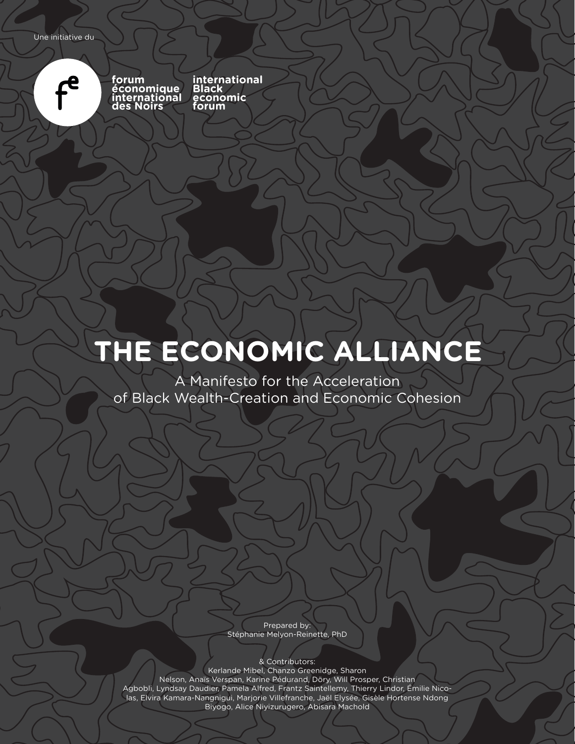Une initiative du

forum économique international des Noirs

international Black economic forum

# THE ECONOMIC ALLIANCE

A Manifesto for the Acceleration of Black Wealth-Creation and Economic Cohesion

Prepared by:
Stéphanie Melyon-Reinette, PhD

& Contributors:
Kerlande Mibel, Chanzo Greenidge, Sharon Nelson, Anaïs Verspan, Karine Pédurand, Döry, Will Prosper, Christian Agbobli, Lyndsay Daudier, Pamela Alfred, Frantz Saintellemy, Thierry Lindor, Émilie Nicolas, Elvira Kamara-Nangnigui, Marjorie Villefranche, Jaël Elysée, Gisèle Hortense Ndong Biyogo, Alice Niyizurugero, Abisara Machold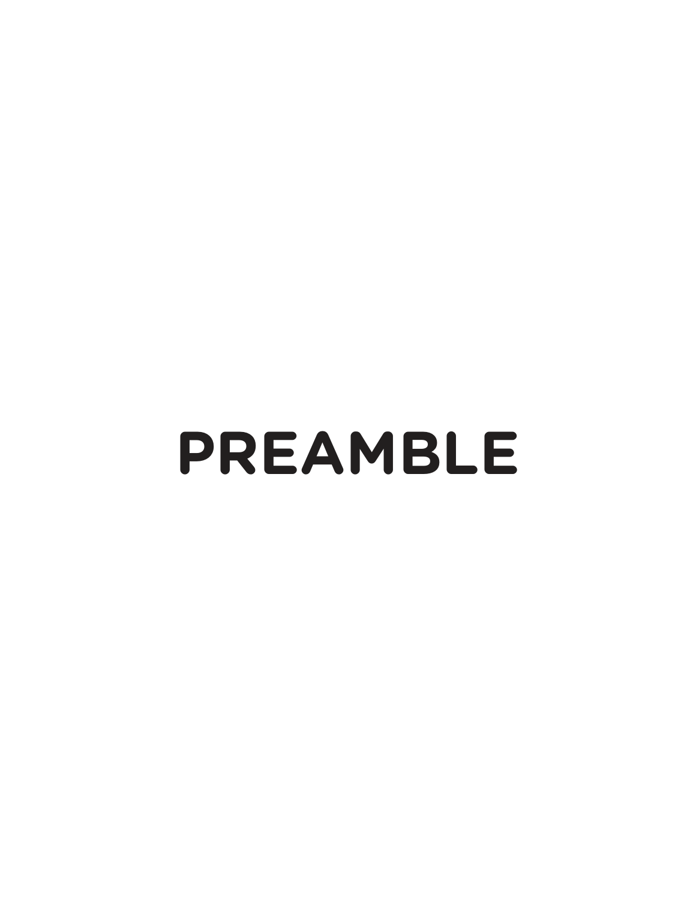# PREAMBLE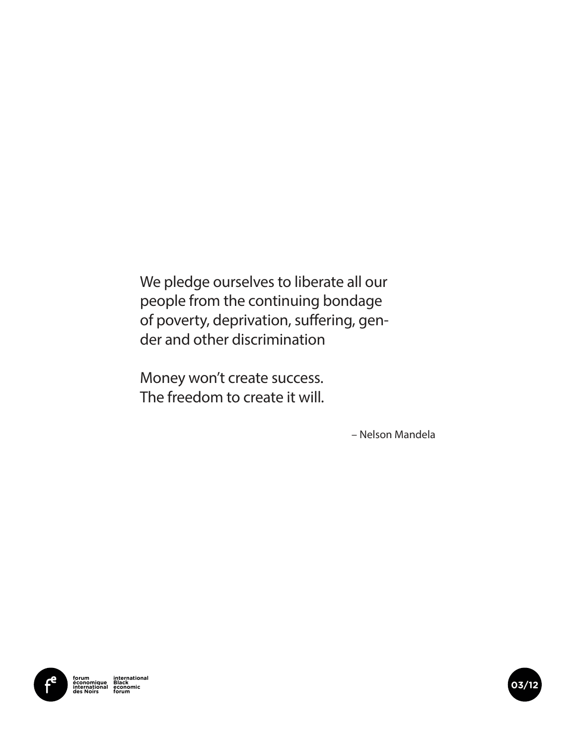We pledge ourselves to liberate all our people from the continuing bondage of poverty, deprivation, suffering, gender and other discrimination

Money won't create success.
The freedom to create it will.

– Nelson Mandela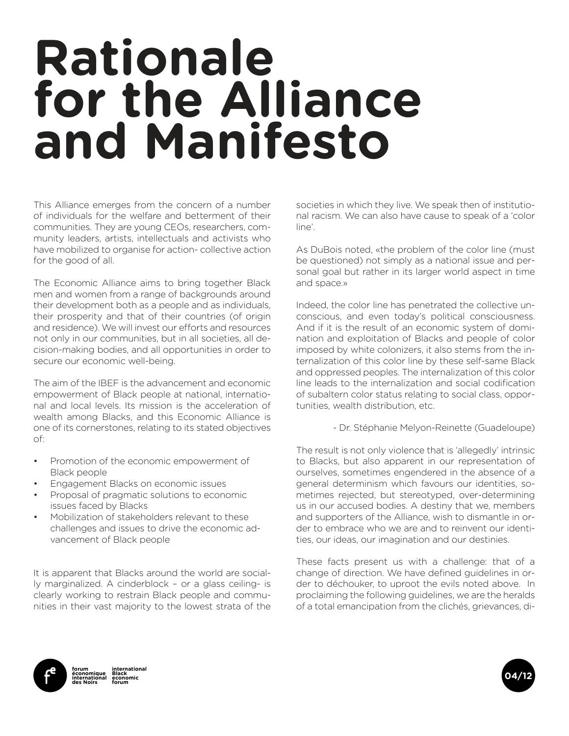# Rationale for the Alliance and Manifesto

This Alliance emerges from the concern of a number of individuals for the welfare and betterment of their communities. They are young CEOs, researchers, community leaders, artists, intellectuals and activists who have mobilized to organise for action- collective action for the good of all.

The Economic Alliance aims to bring together Black men and women from a range of backgrounds around their development both as a people and as individuals, their prosperity and that of their countries (of origin and residence). We will invest our efforts and resources not only in our communities, but in all societies, all decision-making bodies, and all opportunities in order to secure our economic well-being.

The aim of the IBEF is the advancement and economic empowerment of Black people at national, international and local levels. Its mission is the acceleration of wealth among Blacks, and this Economic Alliance is one of its cornerstones, relating to its stated objectives of:

- Promotion of the economic empowerment of Black people
- Engagement Blacks on economic issues
- Proposal of pragmatic solutions to economic issues faced by Blacks
- Mobilization of stakeholders relevant to these challenges and issues to drive the economic advancement of Black people

It is apparent that Blacks around the world are socially marginalized. A cinderblock – or a glass ceiling- is clearly working to restrain Black people and communities in their vast majority to the lowest strata of the societies in which they live. We speak then of institutional racism. We can also have cause to speak of a 'color line'.

As DuBois noted, «the problem of the color line (must be questioned) not simply as a national issue and personal goal but rather in its larger world aspect in time and space.»

Indeed, the color line has penetrated the collective unconscious, and even today's political consciousness. And if it is the result of an economic system of domination and exploitation of Blacks and people of color imposed by white colonizers, it also stems from the internalization of this color line by these self-same Black and oppressed peoples. The internalization of this color line leads to the internalization and social codification of subaltern color status relating to social class, opportunities, wealth distribution, etc.

- Dr. Stéphanie Melyon-Reinette (Guadeloupe)

The result is not only violence that is 'allegedly' intrinsic to Blacks, but also apparent in our representation of ourselves, sometimes engendered in the absence of a general determinism which favours our identities, sometimes rejected, but stereotyped, over-determining us in our accused bodies. A destiny that we, members and supporters of the Alliance, wish to dismantle in order to embrace who we are and to reinvent our identities, our ideas, our imagination and our destinies.

These facts present us with a challenge: that of a change of direction. We have defined guidelines in order to déchouker, to uproot the evils noted above. In proclaiming the following guidelines, we are the heralds of a total emancipation from the clichés, grievances, di-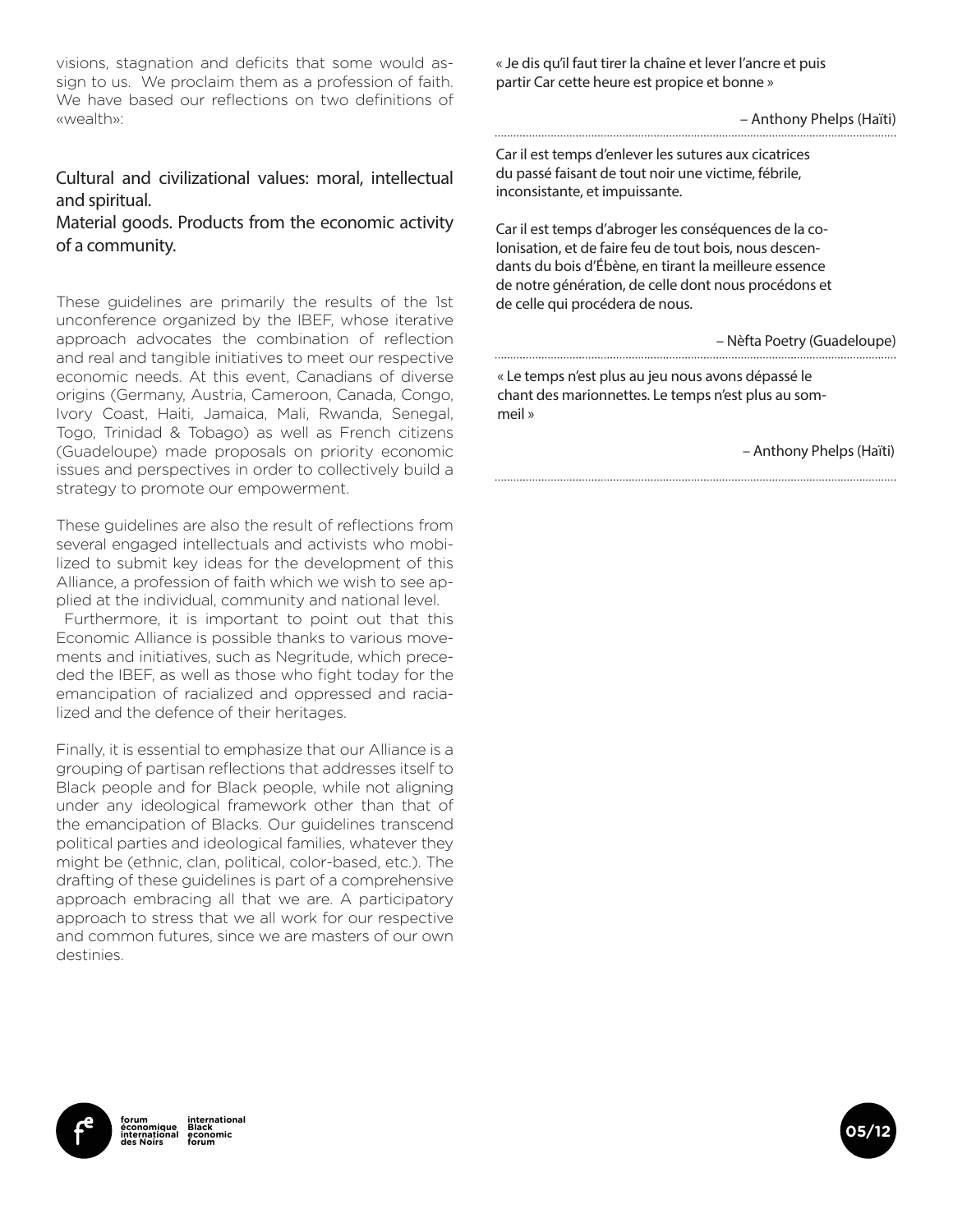visions, stagnation and deficits that some would assign to us. We proclaim them as a profession of faith. We have based our reflections on two definitions of «wealth»:

Cultural and civilizational values: moral, intellectual and spiritual.
Material goods. Products from the economic activity of a community.

These guidelines are primarily the results of the 1st unconference organized by the IBEF, whose iterative approach advocates the combination of reflection and real and tangible initiatives to meet our respective economic needs. At this event, Canadians of diverse origins (Germany, Austria, Cameroon, Canada, Congo, Ivory Coast, Haiti, Jamaica, Mali, Rwanda, Senegal, Togo, Trinidad & Tobago) as well as French citizens (Guadeloupe) made proposals on priority economic issues and perspectives in order to collectively build a strategy to promote our empowerment.

These guidelines are also the result of reflections from several engaged intellectuals and activists who mobilized to submit key ideas for the development of this Alliance, a profession of faith which we wish to see applied at the individual, community and national level.

Furthermore, it is important to point out that this Economic Alliance is possible thanks to various movements and initiatives, such as Negritude, which preceded the IBEF, as well as those who fight today for the emancipation of racialized and oppressed and racialized and the defence of their heritages.

Finally, it is essential to emphasize that our Alliance is a grouping of partisan reflections that addresses itself to Black people and for Black people, while not aligning under any ideological framework other than that of the emancipation of Blacks. Our guidelines transcend political parties and ideological families, whatever they might be (ethnic, clan, political, color-based, etc.). The drafting of these guidelines is part of a comprehensive approach embracing all that we are. A participatory approach to stress that we all work for our respective and common futures, since we are masters of our own destinies.

« Je dis qu'il faut tirer la chaîne et lever l'ancre et puis partir Car cette heure est propice et bonne »

– Anthony Phelps (Haïti)

---

Car il est temps d'enlever les sutures aux cicatrices du passé faisant de tout noir une victime, fébrile, inconsistante, et impuissante.

Car il est temps d'abroger les conséquences de la colonisation, et de faire feu de tout bois, nous descendants du bois d'Ébène, en tirant la meilleure essence de notre génération, de celle dont nous procédons et de celle qui procédera de nous.

– Nèfta Poetry (Guadeloupe)

---

« Le temps n'est plus au jeu nous avons dépassé le chant des marionnettes. Le temps n'est plus au sommeil »

– Anthony Phelps (Haïti)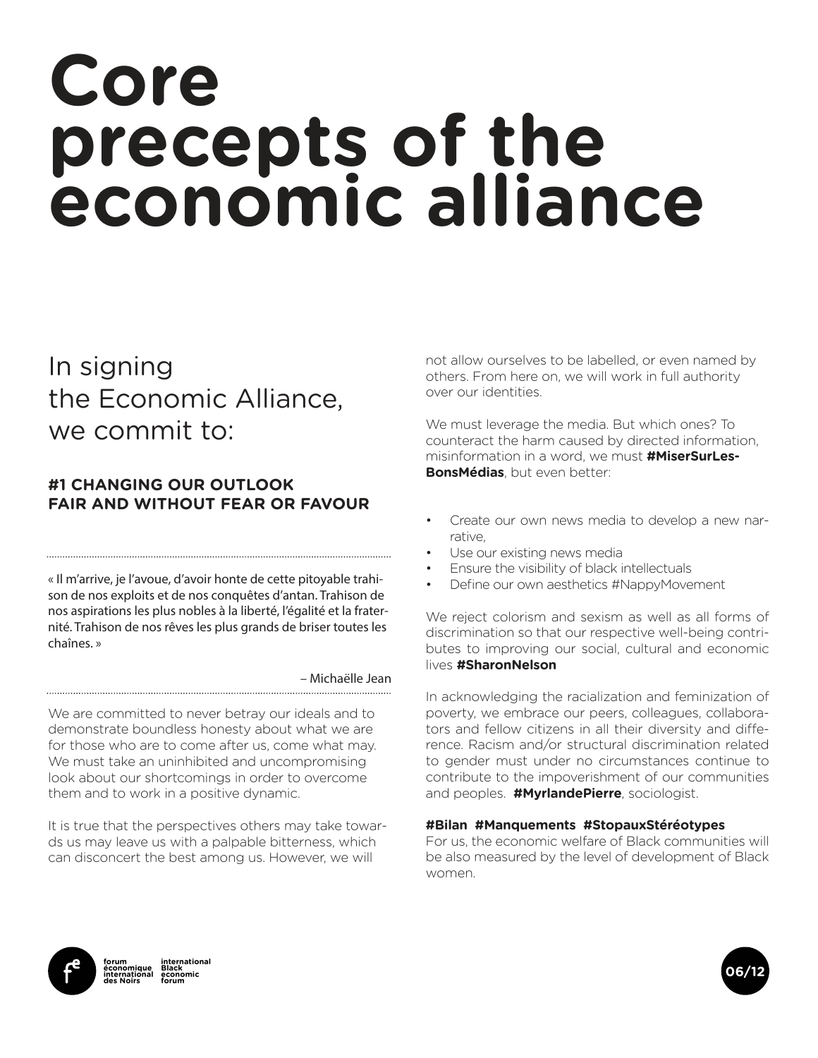# Core precepts of the economic alliance

## In signing the Economic Alliance, we commit to:

### #1 CHANGING OUR OUTLOOK FAIR AND WITHOUT FEAR OR FAVOUR

« Il m'arrive, je l'avoue, d'avoir honte de cette pitoyable trahison de nos exploits et de nos conquêtes d'antan. Trahison de nos aspirations les plus nobles à la liberté, l'égalité et la fraternité. Trahison de nos rêves les plus grands de briser toutes les chaînes. »

– Michaëlle Jean

We are committed to never betray our ideals and to demonstrate boundless honesty about what we are for those who are to come after us, come what may. We must take an uninhibited and uncompromising look about our shortcomings in order to overcome them and to work in a positive dynamic.

It is true that the perspectives others may take towards us may leave us with a palpable bitterness, which can disconcert the best among us. However, we will not allow ourselves to be labelled, or even named by others. From here on, we will work in full authority over our identities.

We must leverage the media. But which ones? To counteract the harm caused by directed information, misinformation in a word, we must **#MiserSurLesBonsMédias**, but even better:

- Create our own news media to develop a new narrative,
- Use our existing news media
- Ensure the visibility of black intellectuals
- Define our own aesthetics #NappyMovement

We reject colorism and sexism as well as all forms of discrimination so that our respective well-being contributes to improving our social, cultural and economic lives **#SharonNelson**

In acknowledging the racialization and feminization of poverty, we embrace our peers, colleagues, collaborators and fellow citizens in all their diversity and difference. Racism and/or structural discrimination related to gender must under no circumstances continue to contribute to the impoverishment of our communities and peoples. **#MyrlandePierre**, sociologist.

**#Bilan #Manquements #StopauxStéréotypes**
For us, the economic welfare of Black communities will be also measured by the level of development of Black women.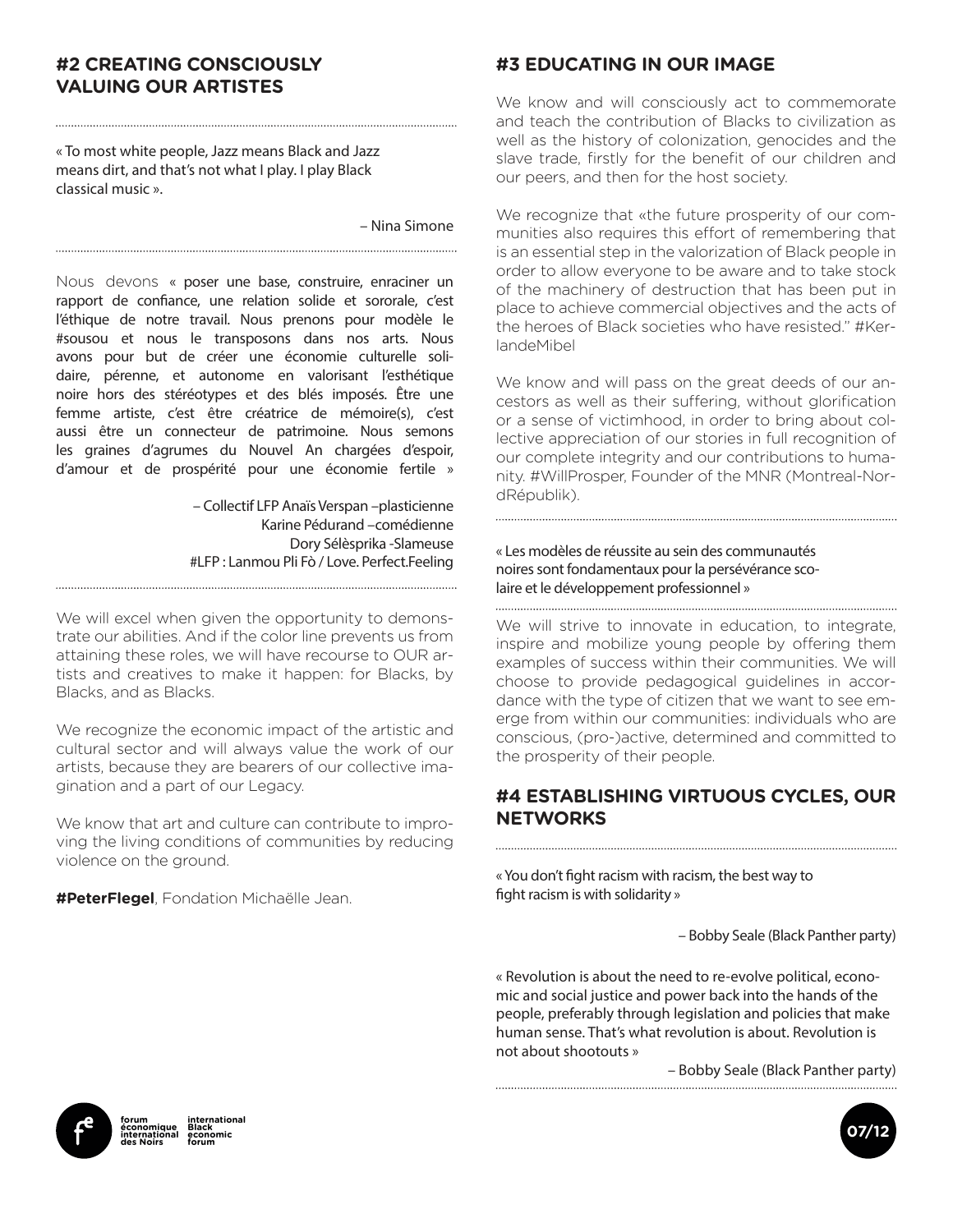## #2 CREATING CONSCIOUSLY VALUING OUR ARTISTES

« To most white people, Jazz means Black and Jazz means dirt, and that's not what I play. I play Black classical music ».

– Nina Simone

Nous devons « poser une base, construire, enraciner un rapport de confiance, une relation solide et sororale, c'est l'éthique de notre travail. Nous prenons pour modèle le #sousou et nous le transposons dans nos arts. Nous avons pour but de créer une économie culturelle solidaire, pérenne, et autonome en valorisant l'esthétique noire hors des stéréotypes et des blés imposés. Être une femme artiste, c'est être créatrice de mémoire(s), c'est aussi être un connecteur de patrimoine. Nous semons les graines d'agrumes du Nouvel An chargées d'espoir, d'amour et de prospérité pour une économie fertile »

– Collectif LFP Anaïs Verspan –plasticienne
Karine Pédurand –comédienne
Dory Sélèsprika -Slameuse
#LFP : Lanmou Pli Fò / Love. Perfect.Feeling

We will excel when given the opportunity to demonstrate our abilities. And if the color line prevents us from attaining these roles, we will have recourse to OUR artists and creatives to make it happen: for Blacks, by Blacks, and as Blacks.

We recognize the economic impact of the artistic and cultural sector and will always value the work of our artists, because they are bearers of our collective imagination and a part of our Legacy.

We know that art and culture can contribute to improving the living conditions of communities by reducing violence on the ground.

**#PeterFlegel**, Fondation Michaëlle Jean.

## #3 EDUCATING IN OUR IMAGE

We know and will consciously act to commemorate and teach the contribution of Blacks to civilization as well as the history of colonization, genocides and the slave trade, firstly for the benefit of our children and our peers, and then for the host society.

We recognize that «the future prosperity of our communities also requires this effort of remembering that is an essential step in the valorization of Black people in order to allow everyone to be aware and to take stock of the machinery of destruction that has been put in place to achieve commercial objectives and the acts of the heroes of Black societies who have resisted." #KerlandeMibel

We know and will pass on the great deeds of our ancestors as well as their suffering, without glorification or a sense of victimhood, in order to bring about collective appreciation of our stories in full recognition of our complete integrity and our contributions to humanity. #WillProsper, Founder of the MNR (Montreal-NorddRépublik).

« Les modèles de réussite au sein des communautés noires sont fondamentaux pour la persévérance scolaire et le développement professionnel »

We will strive to innovate in education, to integrate, inspire and mobilize young people by offering them examples of success within their communities. We will choose to provide pedagogical guidelines in accordance with the type of citizen that we want to see emerge from within our communities: individuals who are conscious, (pro-)active, determined and committed to the prosperity of their people.

## #4 ESTABLISHING VIRTUOUS CYCLES, OUR NETWORKS

« You don't fight racism with racism, the best way to fight racism is with solidarity »

– Bobby Seale (Black Panther party)

« Revolution is about the need to re-evolve political, economic and social justice and power back into the hands of the people, preferably through legislation and policies that make human sense. That's what revolution is about. Revolution is not about shootouts »

– Bobby Seale (Black Panther party)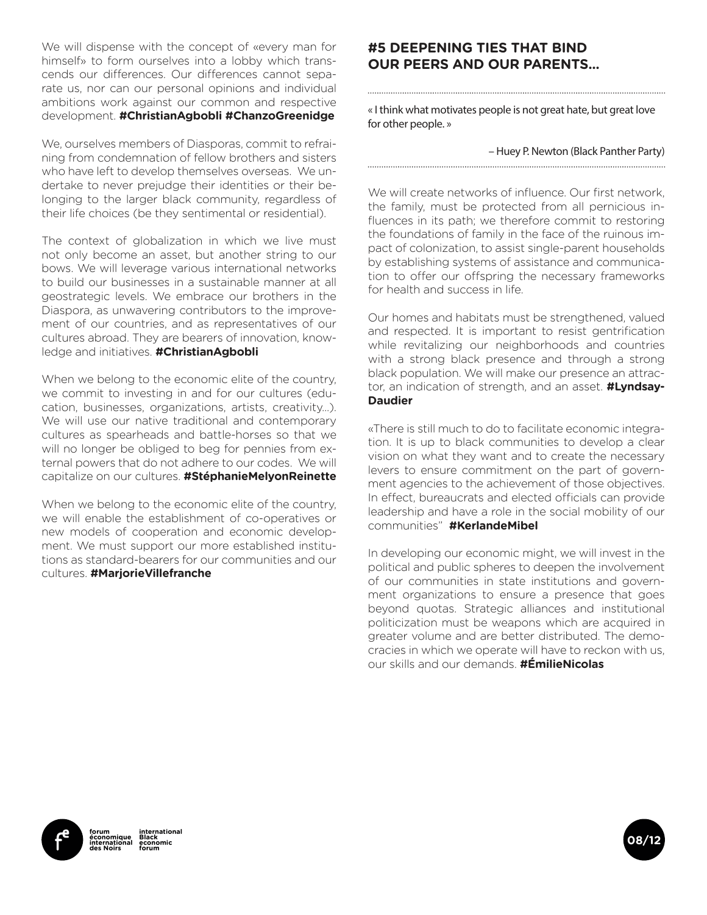We will dispense with the concept of «every man for himself» to form ourselves into a lobby which transcends our differences. Our differences cannot separate us, nor can our personal opinions and individual ambitions work against our common and respective development. **#ChristianAgbobli #ChanzoGreenidge**

We, ourselves members of Diasporas, commit to refraining from condemnation of fellow brothers and sisters who have left to develop themselves overseas. We undertake to never prejudge their identities or their belonging to the larger black community, regardless of their life choices (be they sentimental or residential).

The context of globalization in which we live must not only become an asset, but another string to our bows. We will leverage various international networks to build our businesses in a sustainable manner at all geostrategic levels. We embrace our brothers in the Diaspora, as unwavering contributors to the improvement of our countries, and as representatives of our cultures abroad. They are bearers of innovation, knowledge and initiatives. **#ChristianAgbobli**

When we belong to the economic elite of the country, we commit to investing in and for our cultures (education, businesses, organizations, artists, creativity...). We will use our native traditional and contemporary cultures as spearheads and battle-horses so that we will no longer be obliged to beg for pennies from external powers that do not adhere to our codes. We will capitalize on our cultures. **#StéphanieMelyonReinette**

When we belong to the economic elite of the country, we will enable the establishment of co-operatives or new models of cooperation and economic development. We must support our more established institutions as standard-bearers for our communities and our cultures. **#MarjorieVillefranche**

## #5 DEEPENING TIES THAT BIND OUR PEERS AND OUR PARENTS...

« I think what motivates people is not great hate, but great love for other people. »

– Huey P. Newton (Black Panther Party)

We will create networks of influence. Our first network, the family, must be protected from all pernicious influences in its path; we therefore commit to restoring the foundations of family in the face of the ruinous impact of colonization, to assist single-parent households by establishing systems of assistance and communication to offer our offspring the necessary frameworks for health and success in life.

Our homes and habitats must be strengthened, valued and respected. It is important to resist gentrification while revitalizing our neighborhoods and countries with a strong black presence and through a strong black population. We will make our presence an attractor, an indication of strength, and an asset. **#LyndsayDaudier**

«There is still much to do to facilitate economic integration. It is up to black communities to develop a clear vision on what they want and to create the necessary levers to ensure commitment on the part of government agencies to the achievement of those objectives. In effect, bureaucrats and elected officials can provide leadership and have a role in the social mobility of our communities" **#KerlandeMibel**

In developing our economic might, we will invest in the political and public spheres to deepen the involvement of our communities in state institutions and government organizations to ensure a presence that goes beyond quotas. Strategic alliances and institutional politicization must be weapons which are acquired in greater volume and are better distributed. The democracies in which we operate will have to reckon with us, our skills and our demands. **#ÉmilieNicolas**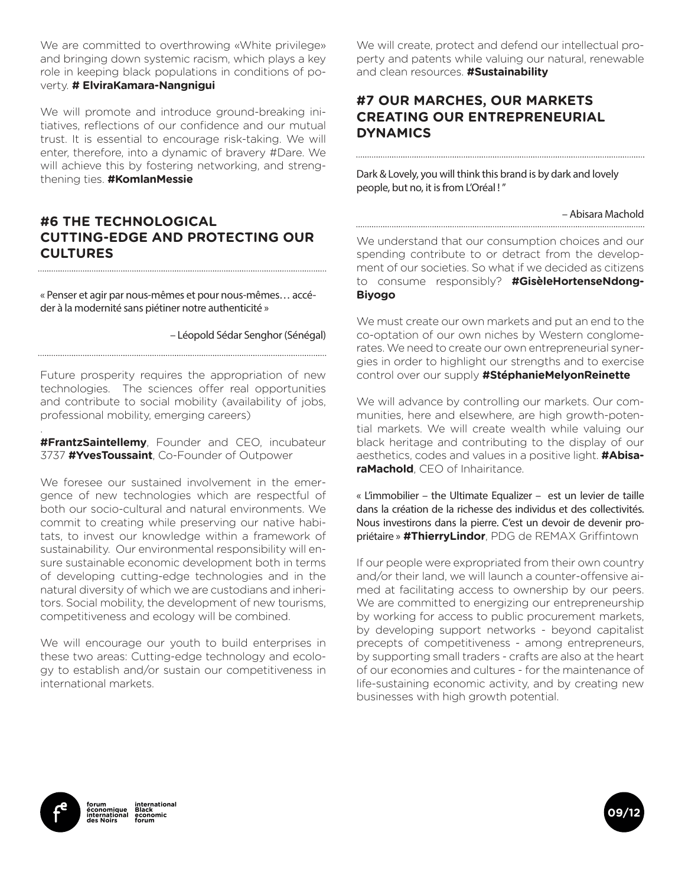We are committed to overthrowing «White privilege» and bringing down systemic racism, which plays a key role in keeping black populations in conditions of poverty. **# ElviraKamara-Nangnigui**

We will promote and introduce ground-breaking initiatives, reflections of our confidence and our mutual trust. It is essential to encourage risk-taking. We will enter, therefore, into a dynamic of bravery #Dare. We will achieve this by fostering networking, and strengthening ties. **#KomlanMessie**

## #6 THE TECHNOLOGICAL CUTTING-EDGE AND PROTECTING OUR CULTURES

« Penser et agir par nous-mêmes et pour nous-mêmes… accéder à la modernité sans piétiner notre authenticité »

– Léopold Sédar Senghor (Sénégal)

Future prosperity requires the appropriation of new technologies. The sciences offer real opportunities and contribute to social mobility (availability of jobs, professional mobility, emerging careers)

.

**#FrantzSaintellemy**, Founder and CEO, incubateur 3737 **#YvesToussaint**, Co-Founder of Outpower

We foresee our sustained involvement in the emergence of new technologies which are respectful of both our socio-cultural and natural environments. We commit to creating while preserving our native habitats, to invest our knowledge within a framework of sustainability. Our environmental responsibility will ensure sustainable economic development both in terms of developing cutting-edge technologies and in the natural diversity of which we are custodians and inheritors. Social mobility, the development of new tourisms, competitiveness and ecology will be combined.

We will encourage our youth to build enterprises in these two areas: Cutting-edge technology and ecology to establish and/or sustain our competitiveness in international markets.

We will create, protect and defend our intellectual property and patents while valuing our natural, renewable and clean resources. **#Sustainability**

## #7 OUR MARCHES, OUR MARKETS CREATING OUR ENTREPRENEURIAL DYNAMICS

Dark & Lovely, you will think this brand is by dark and lovely people, but no, it is from L'Oréal ! "

– Abisara Machold

We understand that our consumption choices and our spending contribute to or detract from the development of our societies. So what if we decided as citizens to consume responsibly? **#GisèleHortenseNdong-Biyogo**

We must create our own markets and put an end to the co-optation of our own niches by Western conglomerates. We need to create our own entrepreneurial synergies in order to highlight our strengths and to exercise control over our supply **#StéphanieMelyonReinette**

We will advance by controlling our markets. Our communities, here and elsewhere, are high growth-potential markets. We will create wealth while valuing our black heritage and contributing to the display of our aesthetics, codes and values in a positive light. **#AbisaraMachold**, CEO of Inhairitance.

« L'immobilier – the Ultimate Equalizer – est un levier de taille dans la création de la richesse des individus et des collectivités. Nous investirons dans la pierre. C'est un devoir de devenir propriétaire » **#ThierryLindor**, PDG de REMAX Griffintown

If our people were expropriated from their own country and/or their land, we will launch a counter-offensive aimed at facilitating access to ownership by our peers. We are committed to energizing our entrepreneurship by working for access to public procurement markets, by developing support networks - beyond capitalist precepts of competitiveness - among entrepreneurs, by supporting small traders - crafts are also at the heart of our economies and cultures - for the maintenance of life-sustaining economic activity, and by creating new businesses with high growth potential.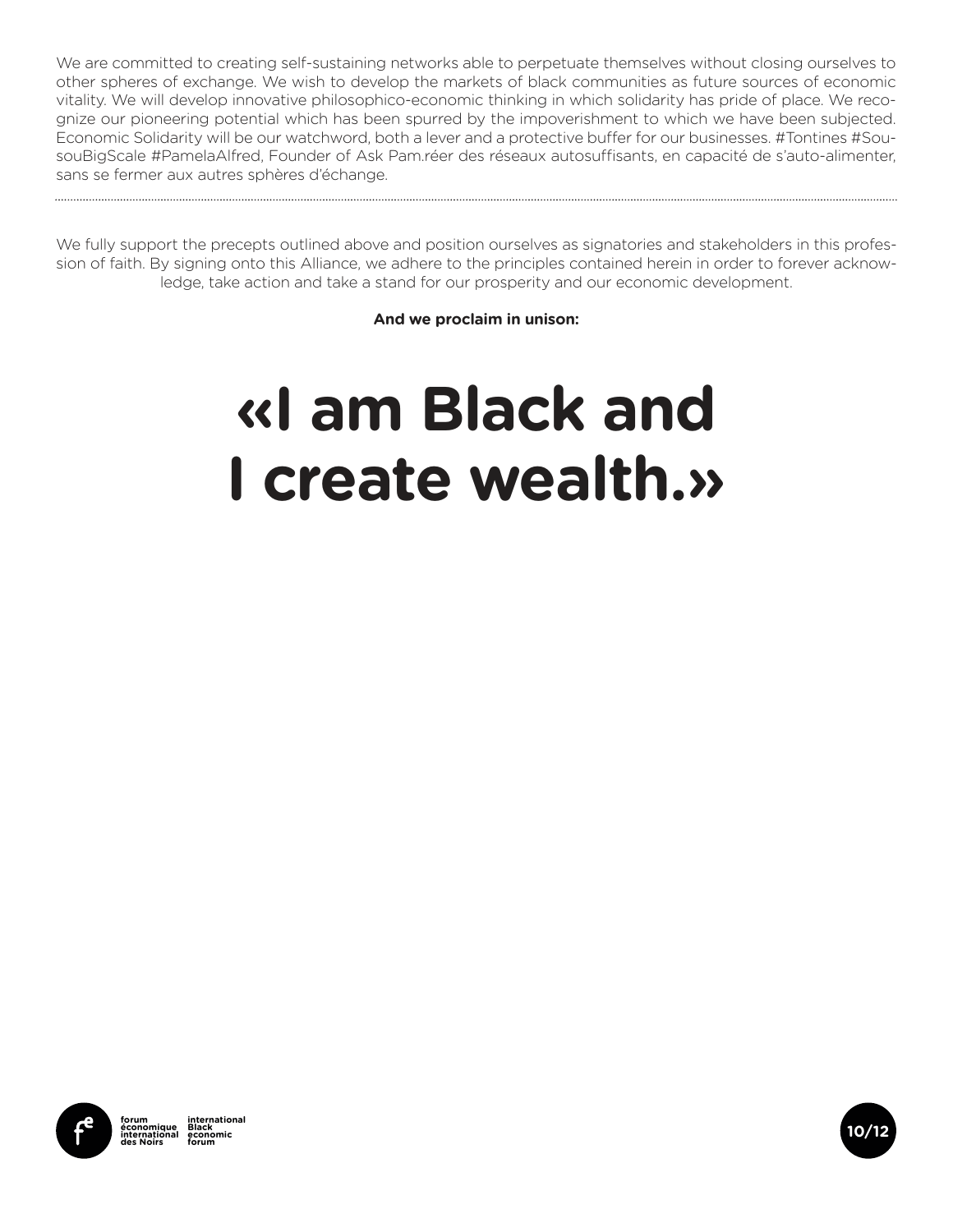We are committed to creating self-sustaining networks able to perpetuate themselves without closing ourselves to other spheres of exchange. We wish to develop the markets of black communities as future sources of economic vitality. We will develop innovative philosophico-economic thinking in which solidarity has pride of place. We recognize our pioneering potential which has been spurred by the impoverishment to which we have been subjected. Economic Solidarity will be our watchword, both a lever and a protective buffer for our businesses. #Tontines #SousouBigScale #PamelaAlfred, Founder of Ask Pam.réer des réseaux autosuffisants, en capacité de s'auto-alimenter, sans se fermer aux autres sphères d'échange.

---

We fully support the precepts outlined above and position ourselves as signatories and stakeholders in this profession of faith. By signing onto this Alliance, we adhere to the principles contained herein in order to forever acknowledge, take action and take a stand for our prosperity and our economic development.

**And we proclaim in unison:**

# «I am Black and I create wealth.»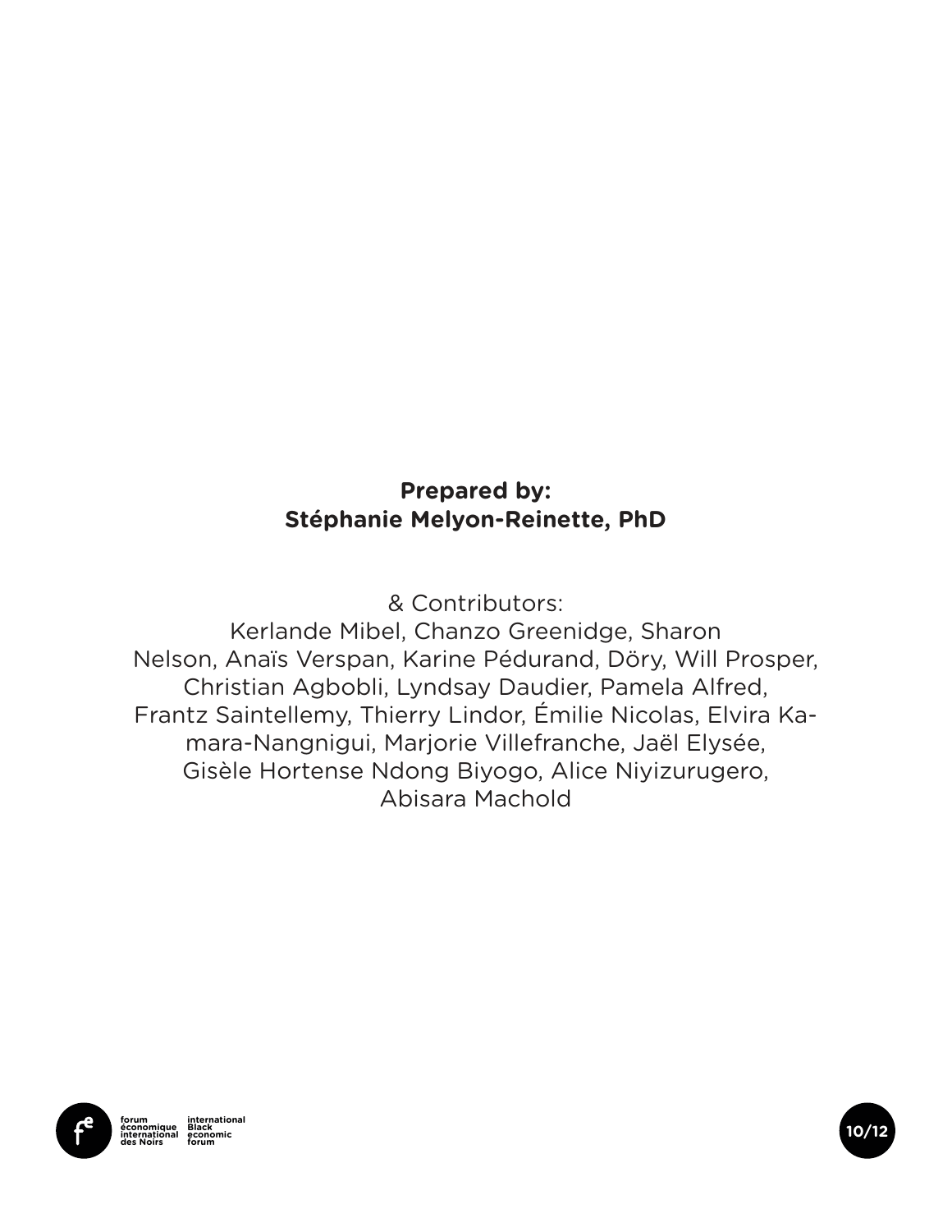**Prepared by:**
**Stéphanie Melyon-Reinette, PhD**

& Contributors:
Kerlande Mibel, Chanzo Greenidge, Sharon Nelson, Anaïs Verspan, Karine Pédurand, Döry, Will Prosper, Christian Agbobli, Lyndsay Daudier, Pamela Alfred, Frantz Saintellemy, Thierry Lindor, Émilie Nicolas, Elvira Kamara-Nangnigui, Marjorie Villefranche, Jaël Elysée, Gisèle Hortense Ndong Biyogo, Alice Niyizurugero, Abisara Machold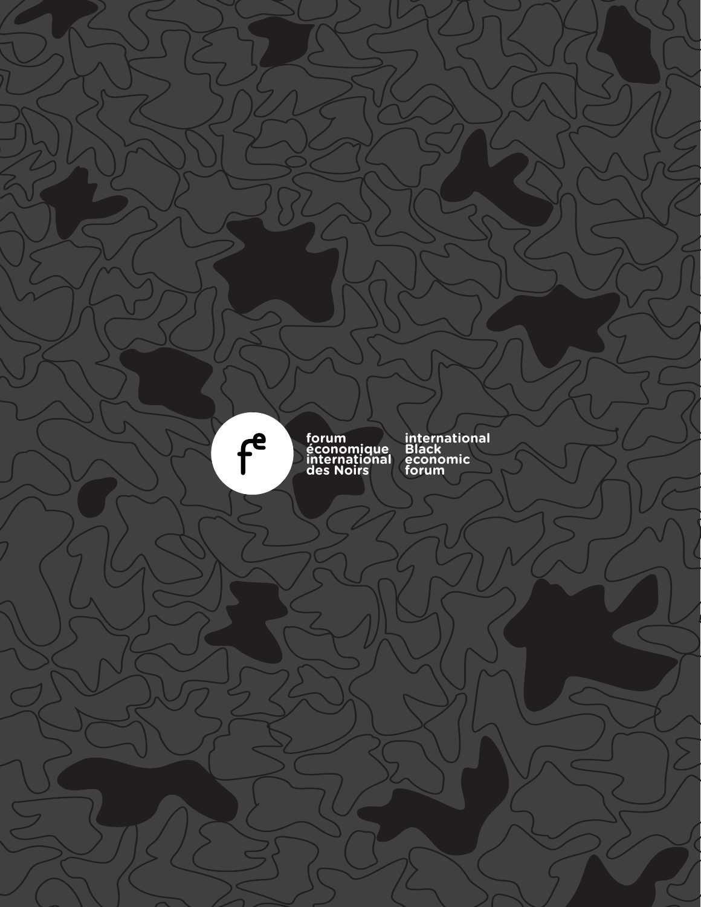forum
économique
international
des Noirs

international
Black
economic
forum